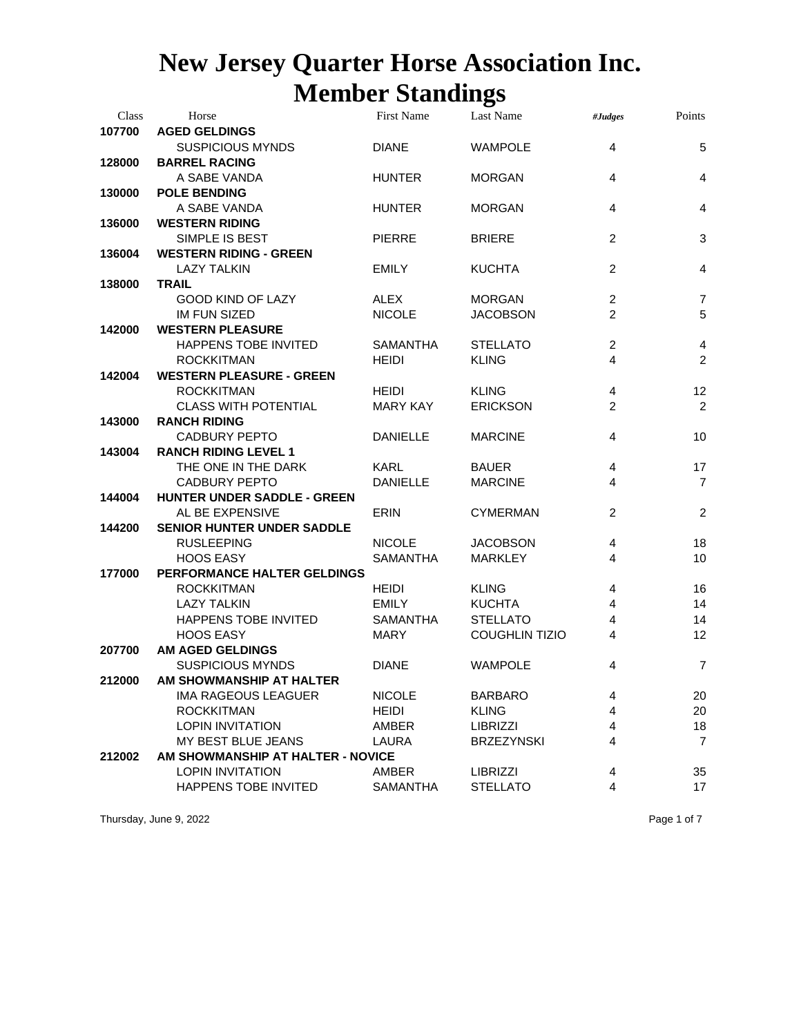# New Jersey Quarter Horse Association Inc.
# Member Standings

| Class | Horse | First Name | Last Name | #Judges | Points |
|---|---|---|---|---|---|
| **107700** | **AGED GELDINGS** | | | | |
| | SUSPICIOUS MYNDS | DIANE | WAMPOLE | 4 | 5 |
| **128000** | **BARREL RACING** | | | | |
| | A SABE VANDA | HUNTER | MORGAN | 4 | 4 |
| **130000** | **POLE BENDING** | | | | |
| | A SABE VANDA | HUNTER | MORGAN | 4 | 4 |
| **136000** | **WESTERN RIDING** | | | | |
| | SIMPLE IS BEST | PIERRE | BRIERE | 2 | 3 |
| **136004** | **WESTERN RIDING - GREEN** | | | | |
| | LAZY TALKIN | EMILY | KUCHTA | 2 | 4 |
| **138000** | **TRAIL** | | | | |
| | GOOD KIND OF LAZY | ALEX | MORGAN | 2 | 7 |
| | IM FUN SIZED | NICOLE | JACOBSON | 2 | 5 |
| **142000** | **WESTERN PLEASURE** | | | | |
| | HAPPENS TOBE INVITED | SAMANTHA | STELLATO | 2 | 4 |
| | ROCKKITMAN | HEIDI | KLING | 4 | 2 |
| **142004** | **WESTERN PLEASURE - GREEN** | | | | |
| | ROCKKITMAN | HEIDI | KLING | 4 | 12 |
| | CLASS WITH POTENTIAL | MARY KAY | ERICKSON | 2 | 2 |
| **143000** | **RANCH RIDING** | | | | |
| | CADBURY PEPTO | DANIELLE | MARCINE | 4 | 10 |
| **143004** | **RANCH RIDING LEVEL 1** | | | | |
| | THE ONE IN THE DARK | KARL | BAUER | 4 | 17 |
| | CADBURY PEPTO | DANIELLE | MARCINE | 4 | 7 |
| **144004** | **HUNTER UNDER SADDLE - GREEN** | | | | |
| | AL BE EXPENSIVE | ERIN | CYMERMAN | 2 | 2 |
| **144200** | **SENIOR HUNTER UNDER SADDLE** | | | | |
| | RUSLEEPING | NICOLE | JACOBSON | 4 | 18 |
| | HOOS EASY | SAMANTHA | MARKLEY | 4 | 10 |
| **177000** | **PERFORMANCE HALTER GELDINGS** | | | | |
| | ROCKKITMAN | HEIDI | KLING | 4 | 16 |
| | LAZY TALKIN | EMILY | KUCHTA | 4 | 14 |
| | HAPPENS TOBE INVITED | SAMANTHA | STELLATO | 4 | 14 |
| | HOOS EASY | MARY | COUGHLIN TIZIO | 4 | 12 |
| **207700** | **AM AGED GELDINGS** | | | | |
| | SUSPICIOUS MYNDS | DIANE | WAMPOLE | 4 | 7 |
| **212000** | **AM SHOWMANSHIP AT HALTER** | | | | |
| | IMA RAGEOUS LEAGUER | NICOLE | BARBARO | 4 | 20 |
| | ROCKKITMAN | HEIDI | KLING | 4 | 20 |
| | LOPIN INVITATION | AMBER | LIBRIZZI | 4 | 18 |
| | MY BEST BLUE JEANS | LAURA | BRZEZYNSKI | 4 | 7 |
| **212002** | **AM SHOWMANSHIP AT HALTER - NOVICE** | | | | |
| | LOPIN INVITATION | AMBER | LIBRIZZI | 4 | 35 |
| | HAPPENS TOBE INVITED | SAMANTHA | STELLATO | 4 | 17 |

Thursday, June 9, 2022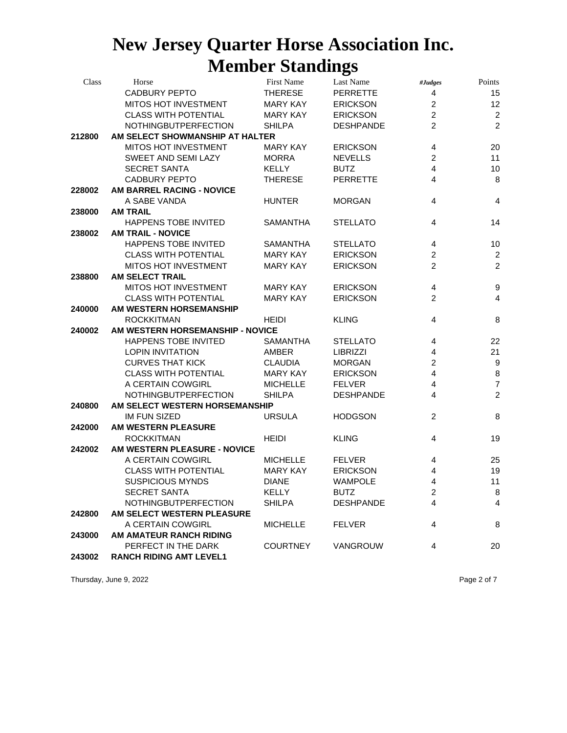# New Jersey Quarter Horse Association Inc.
# Member Standings

| Class | Horse | First Name | Last Name | #Judges | Points |
|---|---|---|---|---|---|
| | CADBURY PEPTO | THERESE | PERRETTE | 4 | 15 |
| | MITOS HOT INVESTMENT | MARY KAY | ERICKSON | 2 | 12 |
| | CLASS WITH POTENTIAL | MARY KAY | ERICKSON | 2 | 2 |
| | NOTHINGBUTPERFECTION | SHILPA | DESHPANDE | 2 | 2 |
| **212800** | **AM SELECT SHOWMANSHIP AT HALTER** | | | | |
| | MITOS HOT INVESTMENT | MARY KAY | ERICKSON | 4 | 20 |
| | SWEET AND SEMI LAZY | MORRA | NEVELLS | 2 | 11 |
| | SECRET SANTA | KELLY | BUTZ | 4 | 10 |
| | CADBURY PEPTO | THERESE | PERRETTE | 4 | 8 |
| **228002** | **AM BARREL RACING - NOVICE** | | | | |
| | A SABE VANDA | HUNTER | MORGAN | 4 | 4 |
| **238000** | **AM TRAIL** | | | | |
| | HAPPENS TOBE INVITED | SAMANTHA | STELLATO | 4 | 14 |
| **238002** | **AM TRAIL - NOVICE** | | | | |
| | HAPPENS TOBE INVITED | SAMANTHA | STELLATO | 4 | 10 |
| | CLASS WITH POTENTIAL | MARY KAY | ERICKSON | 2 | 2 |
| | MITOS HOT INVESTMENT | MARY KAY | ERICKSON | 2 | 2 |
| **238800** | **AM SELECT TRAIL** | | | | |
| | MITOS HOT INVESTMENT | MARY KAY | ERICKSON | 4 | 9 |
| | CLASS WITH POTENTIAL | MARY KAY | ERICKSON | 2 | 4 |
| **240000** | **AM WESTERN HORSEMANSHIP** | | | | |
| | ROCKKITMAN | HEIDI | KLING | 4 | 8 |
| **240002** | **AM WESTERN HORSEMANSHIP - NOVICE** | | | | |
| | HAPPENS TOBE INVITED | SAMANTHA | STELLATO | 4 | 22 |
| | LOPIN INVITATION | AMBER | LIBRIZZI | 4 | 21 |
| | CURVES THAT KICK | CLAUDIA | MORGAN | 2 | 9 |
| | CLASS WITH POTENTIAL | MARY KAY | ERICKSON | 4 | 8 |
| | A CERTAIN COWGIRL | MICHELLE | FELVER | 4 | 7 |
| | NOTHINGBUTPERFECTION | SHILPA | DESHPANDE | 4 | 2 |
| **240800** | **AM SELECT WESTERN HORSEMANSHIP** | | | | |
| | IM FUN SIZED | URSULA | HODGSON | 2 | 8 |
| **242000** | **AM WESTERN PLEASURE** | | | | |
| | ROCKKITMAN | HEIDI | KLING | 4 | 19 |
| **242002** | **AM WESTERN PLEASURE - NOVICE** | | | | |
| | A CERTAIN COWGIRL | MICHELLE | FELVER | 4 | 25 |
| | CLASS WITH POTENTIAL | MARY KAY | ERICKSON | 4 | 19 |
| | SUSPICIOUS MYNDS | DIANE | WAMPOLE | 4 | 11 |
| | SECRET SANTA | KELLY | BUTZ | 2 | 8 |
| | NOTHINGBUTPERFECTION | SHILPA | DESHPANDE | 4 | 4 |
| **242800** | **AM SELECT WESTERN PLEASURE** | | | | |
| | A CERTAIN COWGIRL | MICHELLE | FELVER | 4 | 8 |
| **243000** | **AM AMATEUR RANCH RIDING** | | | | |
| | PERFECT IN THE DARK | COURTNEY | VANGROUW | 4 | 20 |
| **243002** | **RANCH RIDING AMT LEVEL1** | | | | |

Thursday, June 9, 2022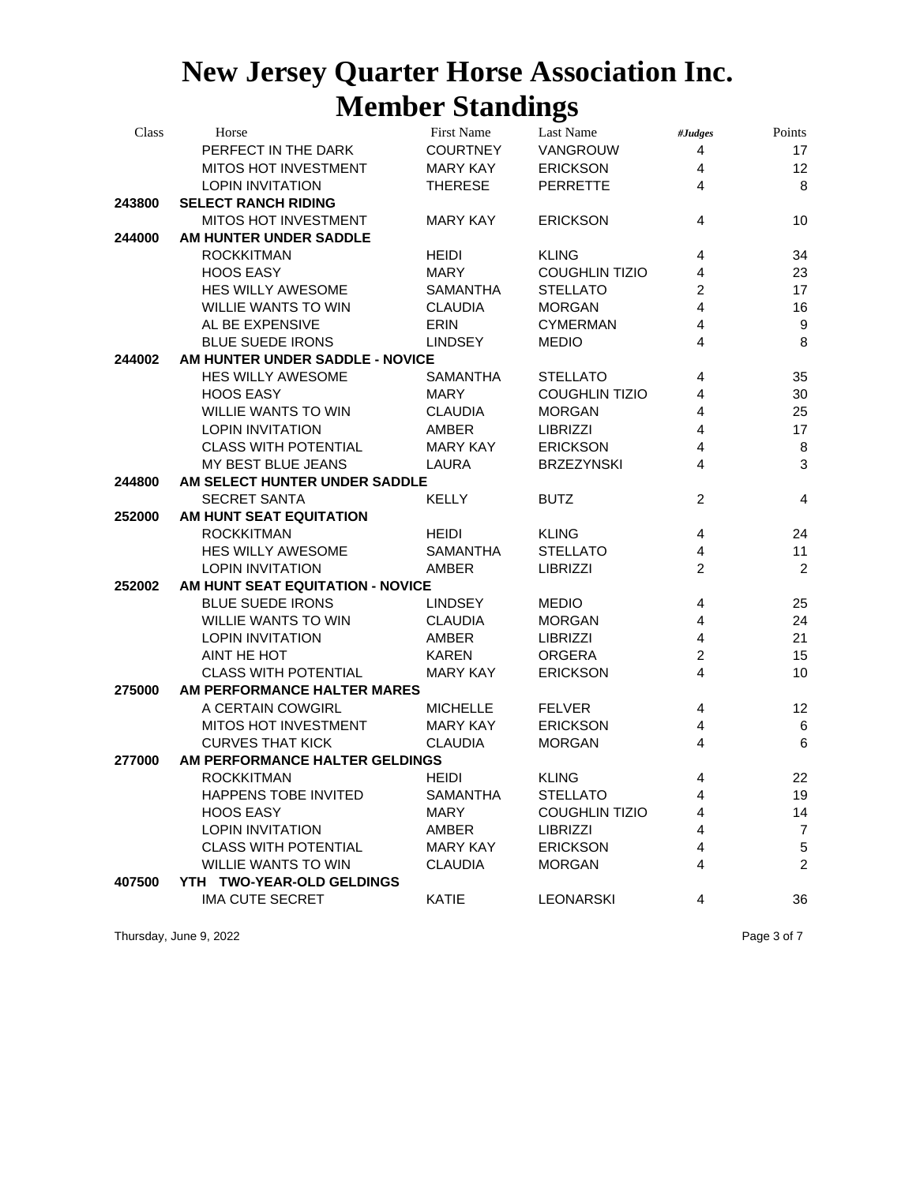# New Jersey Quarter Horse Association Inc.
# Member Standings

| Class | Horse | First Name | Last Name | #Judges | Points |
|---|---|---|---|---|---|
| | PERFECT IN THE DARK | COURTNEY | VANGROUW | 4 | 17 |
| | MITOS HOT INVESTMENT | MARY KAY | ERICKSON | 4 | 12 |
| | LOPIN INVITATION | THERESE | PERRETTE | 4 | 8 |
| **243800** | **SELECT RANCH RIDING** | | | | |
| | MITOS HOT INVESTMENT | MARY KAY | ERICKSON | 4 | 10 |
| **244000** | **AM HUNTER UNDER SADDLE** | | | | |
| | ROCKKITMAN | HEIDI | KLING | 4 | 34 |
| | HOOS EASY | MARY | COUGHLIN TIZIO | 4 | 23 |
| | HES WILLY AWESOME | SAMANTHA | STELLATO | 2 | 17 |
| | WILLIE WANTS TO WIN | CLAUDIA | MORGAN | 4 | 16 |
| | AL BE EXPENSIVE | ERIN | CYMERMAN | 4 | 9 |
| | BLUE SUEDE IRONS | LINDSEY | MEDIO | 4 | 8 |
| **244002** | **AM HUNTER UNDER SADDLE - NOVICE** | | | | |
| | HES WILLY AWESOME | SAMANTHA | STELLATO | 4 | 35 |
| | HOOS EASY | MARY | COUGHLIN TIZIO | 4 | 30 |
| | WILLIE WANTS TO WIN | CLAUDIA | MORGAN | 4 | 25 |
| | LOPIN INVITATION | AMBER | LIBRIZZI | 4 | 17 |
| | CLASS WITH POTENTIAL | MARY KAY | ERICKSON | 4 | 8 |
| | MY BEST BLUE JEANS | LAURA | BRZEZYNSKI | 4 | 3 |
| **244800** | **AM SELECT HUNTER UNDER SADDLE** | | | | |
| | SECRET SANTA | KELLY | BUTZ | 2 | 4 |
| **252000** | **AM HUNT SEAT EQUITATION** | | | | |
| | ROCKKITMAN | HEIDI | KLING | 4 | 24 |
| | HES WILLY AWESOME | SAMANTHA | STELLATO | 4 | 11 |
| | LOPIN INVITATION | AMBER | LIBRIZZI | 2 | 2 |
| **252002** | **AM HUNT SEAT EQUITATION - NOVICE** | | | | |
| | BLUE SUEDE IRONS | LINDSEY | MEDIO | 4 | 25 |
| | WILLIE WANTS TO WIN | CLAUDIA | MORGAN | 4 | 24 |
| | LOPIN INVITATION | AMBER | LIBRIZZI | 4 | 21 |
| | AINT HE HOT | KAREN | ORGERA | 2 | 15 |
| | CLASS WITH POTENTIAL | MARY KAY | ERICKSON | 4 | 10 |
| **275000** | **AM PERFORMANCE HALTER MARES** | | | | |
| | A CERTAIN COWGIRL | MICHELLE | FELVER | 4 | 12 |
| | MITOS HOT INVESTMENT | MARY KAY | ERICKSON | 4 | 6 |
| | CURVES THAT KICK | CLAUDIA | MORGAN | 4 | 6 |
| **277000** | **AM PERFORMANCE HALTER GELDINGS** | | | | |
| | ROCKKITMAN | HEIDI | KLING | 4 | 22 |
| | HAPPENS TOBE INVITED | SAMANTHA | STELLATO | 4 | 19 |
| | HOOS EASY | MARY | COUGHLIN TIZIO | 4 | 14 |
| | LOPIN INVITATION | AMBER | LIBRIZZI | 4 | 7 |
| | CLASS WITH POTENTIAL | MARY KAY | ERICKSON | 4 | 5 |
| | WILLIE WANTS TO WIN | CLAUDIA | MORGAN | 4 | 2 |
| **407500** | **YTH TWO-YEAR-OLD GELDINGS** | | | | |
| | IMA CUTE SECRET | KATIE | LEONARSKI | 4 | 36 |

Thursday, June 9, 2022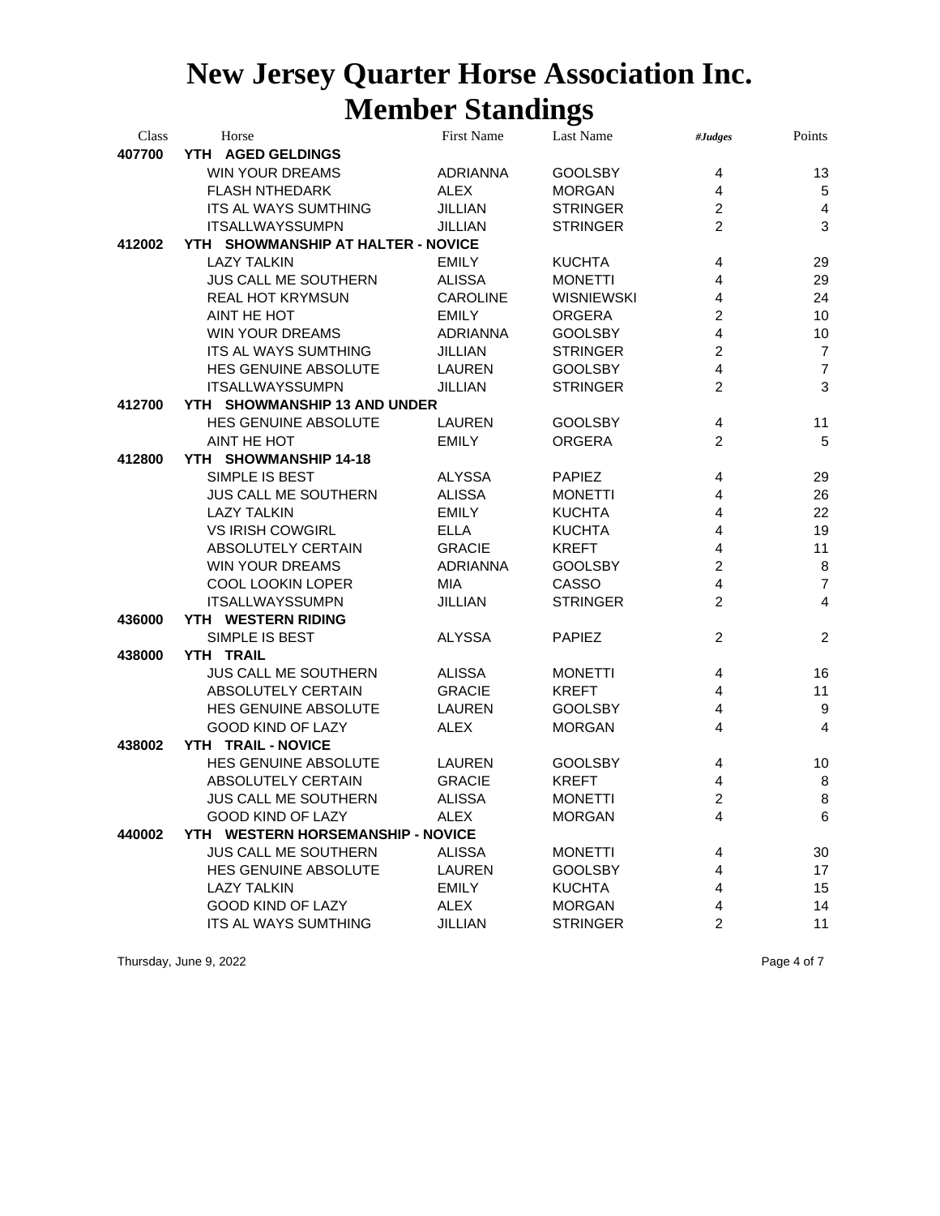# New Jersey Quarter Horse Association Inc.
# Member Standings

| Class | Horse | First Name | Last Name | #Judges | Points |
|---|---|---|---|---|---|
| **407700** | **YTH AGED GELDINGS** | | | | |
| | WIN YOUR DREAMS | ADRIANNA | GOOLSBY | 4 | 13 |
| | FLASH NTHEDARK | ALEX | MORGAN | 4 | 5 |
| | ITS AL WAYS SUMTHING | JILLIAN | STRINGER | 2 | 4 |
| | ITSALLWAYSSUMPN | JILLIAN | STRINGER | 2 | 3 |
| **412002** | **YTH SHOWMANSHIP AT HALTER - NOVICE** | | | | |
| | LAZY TALKIN | EMILY | KUCHTA | 4 | 29 |
| | JUS CALL ME SOUTHERN | ALISSA | MONETTI | 4 | 29 |
| | REAL HOT KRYMSUN | CAROLINE | WISNIEWSKI | 4 | 24 |
| | AINT HE HOT | EMILY | ORGERA | 2 | 10 |
| | WIN YOUR DREAMS | ADRIANNA | GOOLSBY | 4 | 10 |
| | ITS AL WAYS SUMTHING | JILLIAN | STRINGER | 2 | 7 |
| | HES GENUINE ABSOLUTE | LAUREN | GOOLSBY | 4 | 7 |
| | ITSALLWAYSSUMPN | JILLIAN | STRINGER | 2 | 3 |
| **412700** | **YTH SHOWMANSHIP 13 AND UNDER** | | | | |
| | HES GENUINE ABSOLUTE | LAUREN | GOOLSBY | 4 | 11 |
| | AINT HE HOT | EMILY | ORGERA | 2 | 5 |
| **412800** | **YTH SHOWMANSHIP 14-18** | | | | |
| | SIMPLE IS BEST | ALYSSA | PAPIEZ | 4 | 29 |
| | JUS CALL ME SOUTHERN | ALISSA | MONETTI | 4 | 26 |
| | LAZY TALKIN | EMILY | KUCHTA | 4 | 22 |
| | VS IRISH COWGIRL | ELLA | KUCHTA | 4 | 19 |
| | ABSOLUTELY CERTAIN | GRACIE | KREFT | 4 | 11 |
| | WIN YOUR DREAMS | ADRIANNA | GOOLSBY | 2 | 8 |
| | COOL LOOKIN LOPER | MIA | CASSO | 4 | 7 |
| | ITSALLWAYSSUMPN | JILLIAN | STRINGER | 2 | 4 |
| **436000** | **YTH WESTERN RIDING** | | | | |
| | SIMPLE IS BEST | ALYSSA | PAPIEZ | 2 | 2 |
| **438000** | **YTH TRAIL** | | | | |
| | JUS CALL ME SOUTHERN | ALISSA | MONETTI | 4 | 16 |
| | ABSOLUTELY CERTAIN | GRACIE | KREFT | 4 | 11 |
| | HES GENUINE ABSOLUTE | LAUREN | GOOLSBY | 4 | 9 |
| | GOOD KIND OF LAZY | ALEX | MORGAN | 4 | 4 |
| **438002** | **YTH TRAIL - NOVICE** | | | | |
| | HES GENUINE ABSOLUTE | LAUREN | GOOLSBY | 4 | 10 |
| | ABSOLUTELY CERTAIN | GRACIE | KREFT | 4 | 8 |
| | JUS CALL ME SOUTHERN | ALISSA | MONETTI | 2 | 8 |
| | GOOD KIND OF LAZY | ALEX | MORGAN | 4 | 6 |
| **440002** | **YTH WESTERN HORSEMANSHIP - NOVICE** | | | | |
| | JUS CALL ME SOUTHERN | ALISSA | MONETTI | 4 | 30 |
| | HES GENUINE ABSOLUTE | LAUREN | GOOLSBY | 4 | 17 |
| | LAZY TALKIN | EMILY | KUCHTA | 4 | 15 |
| | GOOD KIND OF LAZY | ALEX | MORGAN | 4 | 14 |
| | ITS AL WAYS SUMTHING | JILLIAN | STRINGER | 2 | 11 |

Thursday, June 9, 2022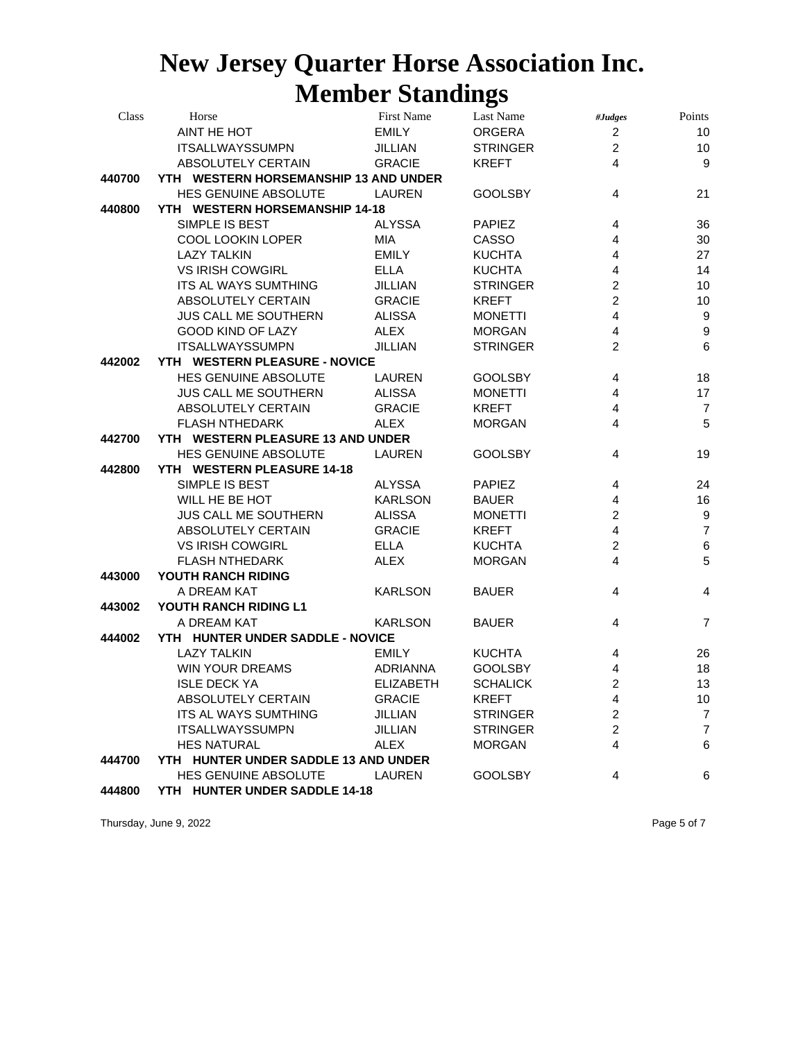# New Jersey Quarter Horse Association Inc.
# Member Standings

| Class | Horse | First Name | Last Name | #Judges | Points |
|---|---|---|---|---|---|
| | AINT HE HOT | EMILY | ORGERA | 2 | 10 |
| | ITSALLWAYSSUMPN | JILLIAN | STRINGER | 2 | 10 |
| | ABSOLUTELY CERTAIN | GRACIE | KREFT | 4 | 9 |
| **440700** | **YTH WESTERN HORSEMANSHIP 13 AND UNDER** | | | | |
| | HES GENUINE ABSOLUTE | LAUREN | GOOLSBY | 4 | 21 |
| **440800** | **YTH WESTERN HORSEMANSHIP 14-18** | | | | |
| | SIMPLE IS BEST | ALYSSA | PAPIEZ | 4 | 36 |
| | COOL LOOKIN LOPER | MIA | CASSO | 4 | 30 |
| | LAZY TALKIN | EMILY | KUCHTA | 4 | 27 |
| | VS IRISH COWGIRL | ELLA | KUCHTA | 4 | 14 |
| | ITS AL WAYS SUMTHING | JILLIAN | STRINGER | 2 | 10 |
| | ABSOLUTELY CERTAIN | GRACIE | KREFT | 2 | 10 |
| | JUS CALL ME SOUTHERN | ALISSA | MONETTI | 4 | 9 |
| | GOOD KIND OF LAZY | ALEX | MORGAN | 4 | 9 |
| | ITSALLWAYSSUMPN | JILLIAN | STRINGER | 2 | 6 |
| **442002** | **YTH WESTERN PLEASURE - NOVICE** | | | | |
| | HES GENUINE ABSOLUTE | LAUREN | GOOLSBY | 4 | 18 |
| | JUS CALL ME SOUTHERN | ALISSA | MONETTI | 4 | 17 |
| | ABSOLUTELY CERTAIN | GRACIE | KREFT | 4 | 7 |
| | FLASH NTHEDARK | ALEX | MORGAN | 4 | 5 |
| **442700** | **YTH WESTERN PLEASURE 13 AND UNDER** | | | | |
| | HES GENUINE ABSOLUTE | LAUREN | GOOLSBY | 4 | 19 |
| **442800** | **YTH WESTERN PLEASURE 14-18** | | | | |
| | SIMPLE IS BEST | ALYSSA | PAPIEZ | 4 | 24 |
| | WILL HE BE HOT | KARLSON | BAUER | 4 | 16 |
| | JUS CALL ME SOUTHERN | ALISSA | MONETTI | 2 | 9 |
| | ABSOLUTELY CERTAIN | GRACIE | KREFT | 4 | 7 |
| | VS IRISH COWGIRL | ELLA | KUCHTA | 2 | 6 |
| | FLASH NTHEDARK | ALEX | MORGAN | 4 | 5 |
| **443000** | **YOUTH RANCH RIDING** | | | | |
| | A DREAM KAT | KARLSON | BAUER | 4 | 4 |
| **443002** | **YOUTH RANCH RIDING L1** | | | | |
| | A DREAM KAT | KARLSON | BAUER | 4 | 7 |
| **444002** | **YTH HUNTER UNDER SADDLE - NOVICE** | | | | |
| | LAZY TALKIN | EMILY | KUCHTA | 4 | 26 |
| | WIN YOUR DREAMS | ADRIANNA | GOOLSBY | 4 | 18 |
| | ISLE DECK YA | ELIZABETH | SCHALICK | 2 | 13 |
| | ABSOLUTELY CERTAIN | GRACIE | KREFT | 4 | 10 |
| | ITS AL WAYS SUMTHING | JILLIAN | STRINGER | 2 | 7 |
| | ITSALLWAYSSUMPN | JILLIAN | STRINGER | 2 | 7 |
| | HES NATURAL | ALEX | MORGAN | 4 | 6 |
| **444700** | **YTH HUNTER UNDER SADDLE 13 AND UNDER** | | | | |
| | HES GENUINE ABSOLUTE | LAUREN | GOOLSBY | 4 | 6 |
| **444800** | **YTH HUNTER UNDER SADDLE 14-18** | | | | |

Thursday, June 9, 2022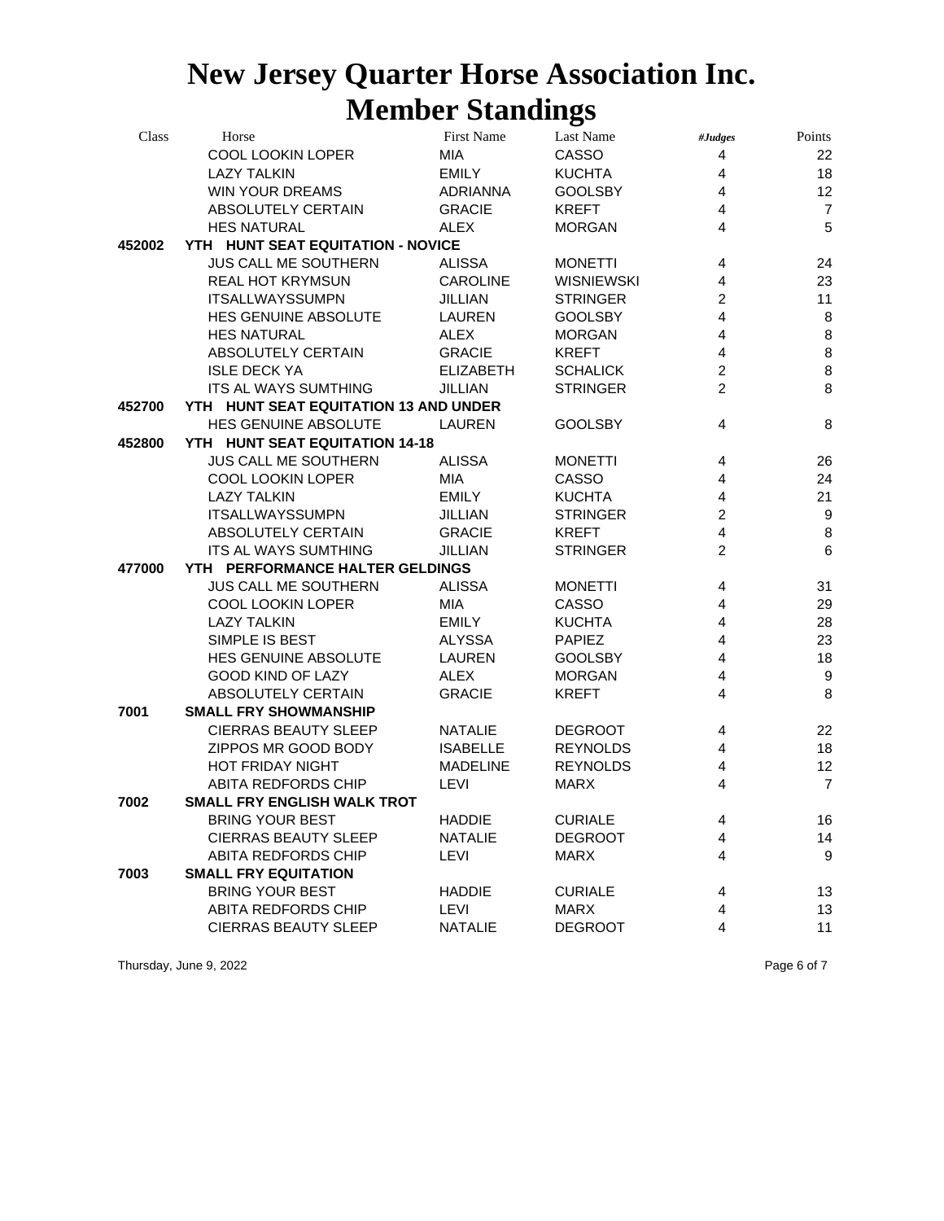# New Jersey Quarter Horse Association Inc.
# Member Standings

| Class | Horse | First Name | Last Name | #Judges | Points |
|---|---|---|---|---|---|
| | COOL LOOKIN LOPER | MIA | CASSO | 4 | 22 |
| | LAZY TALKIN | EMILY | KUCHTA | 4 | 18 |
| | WIN YOUR DREAMS | ADRIANNA | GOOLSBY | 4 | 12 |
| | ABSOLUTELY CERTAIN | GRACIE | KREFT | 4 | 7 |
| | HES NATURAL | ALEX | MORGAN | 4 | 5 |
| **452002** | **YTH HUNT SEAT EQUITATION - NOVICE** | | | | |
| | JUS CALL ME SOUTHERN | ALISSA | MONETTI | 4 | 24 |
| | REAL HOT KRYMSUN | CAROLINE | WISNIEWSKI | 4 | 23 |
| | ITSALLWAYSSUMPN | JILLIAN | STRINGER | 2 | 11 |
| | HES GENUINE ABSOLUTE | LAUREN | GOOLSBY | 4 | 8 |
| | HES NATURAL | ALEX | MORGAN | 4 | 8 |
| | ABSOLUTELY CERTAIN | GRACIE | KREFT | 4 | 8 |
| | ISLE DECK YA | ELIZABETH | SCHALICK | 2 | 8 |
| | ITS AL WAYS SUMTHING | JILLIAN | STRINGER | 2 | 8 |
| **452700** | **YTH HUNT SEAT EQUITATION 13 AND UNDER** | | | | |
| | HES GENUINE ABSOLUTE | LAUREN | GOOLSBY | 4 | 8 |
| **452800** | **YTH HUNT SEAT EQUITATION 14-18** | | | | |
| | JUS CALL ME SOUTHERN | ALISSA | MONETTI | 4 | 26 |
| | COOL LOOKIN LOPER | MIA | CASSO | 4 | 24 |
| | LAZY TALKIN | EMILY | KUCHTA | 4 | 21 |
| | ITSALLWAYSSUMPN | JILLIAN | STRINGER | 2 | 9 |
| | ABSOLUTELY CERTAIN | GRACIE | KREFT | 4 | 8 |
| | ITS AL WAYS SUMTHING | JILLIAN | STRINGER | 2 | 6 |
| **477000** | **YTH PERFORMANCE HALTER GELDINGS** | | | | |
| | JUS CALL ME SOUTHERN | ALISSA | MONETTI | 4 | 31 |
| | COOL LOOKIN LOPER | MIA | CASSO | 4 | 29 |
| | LAZY TALKIN | EMILY | KUCHTA | 4 | 28 |
| | SIMPLE IS BEST | ALYSSA | PAPIEZ | 4 | 23 |
| | HES GENUINE ABSOLUTE | LAUREN | GOOLSBY | 4 | 18 |
| | GOOD KIND OF LAZY | ALEX | MORGAN | 4 | 9 |
| | ABSOLUTELY CERTAIN | GRACIE | KREFT | 4 | 8 |
| **7001** | **SMALL FRY SHOWMANSHIP** | | | | |
| | CIERRAS BEAUTY SLEEP | NATALIE | DEGROOT | 4 | 22 |
| | ZIPPOS MR GOOD BODY | ISABELLE | REYNOLDS | 4 | 18 |
| | HOT FRIDAY NIGHT | MADELINE | REYNOLDS | 4 | 12 |
| | ABITA REDFORDS CHIP | LEVI | MARX | 4 | 7 |
| **7002** | **SMALL FRY ENGLISH WALK TROT** | | | | |
| | BRING YOUR BEST | HADDIE | CURIALE | 4 | 16 |
| | CIERRAS BEAUTY SLEEP | NATALIE | DEGROOT | 4 | 14 |
| | ABITA REDFORDS CHIP | LEVI | MARX | 4 | 9 |
| **7003** | **SMALL FRY EQUITATION** | | | | |
| | BRING YOUR BEST | HADDIE | CURIALE | 4 | 13 |
| | ABITA REDFORDS CHIP | LEVI | MARX | 4 | 13 |
| | CIERRAS BEAUTY SLEEP | NATALIE | DEGROOT | 4 | 11 |

Thursday, June 9, 2022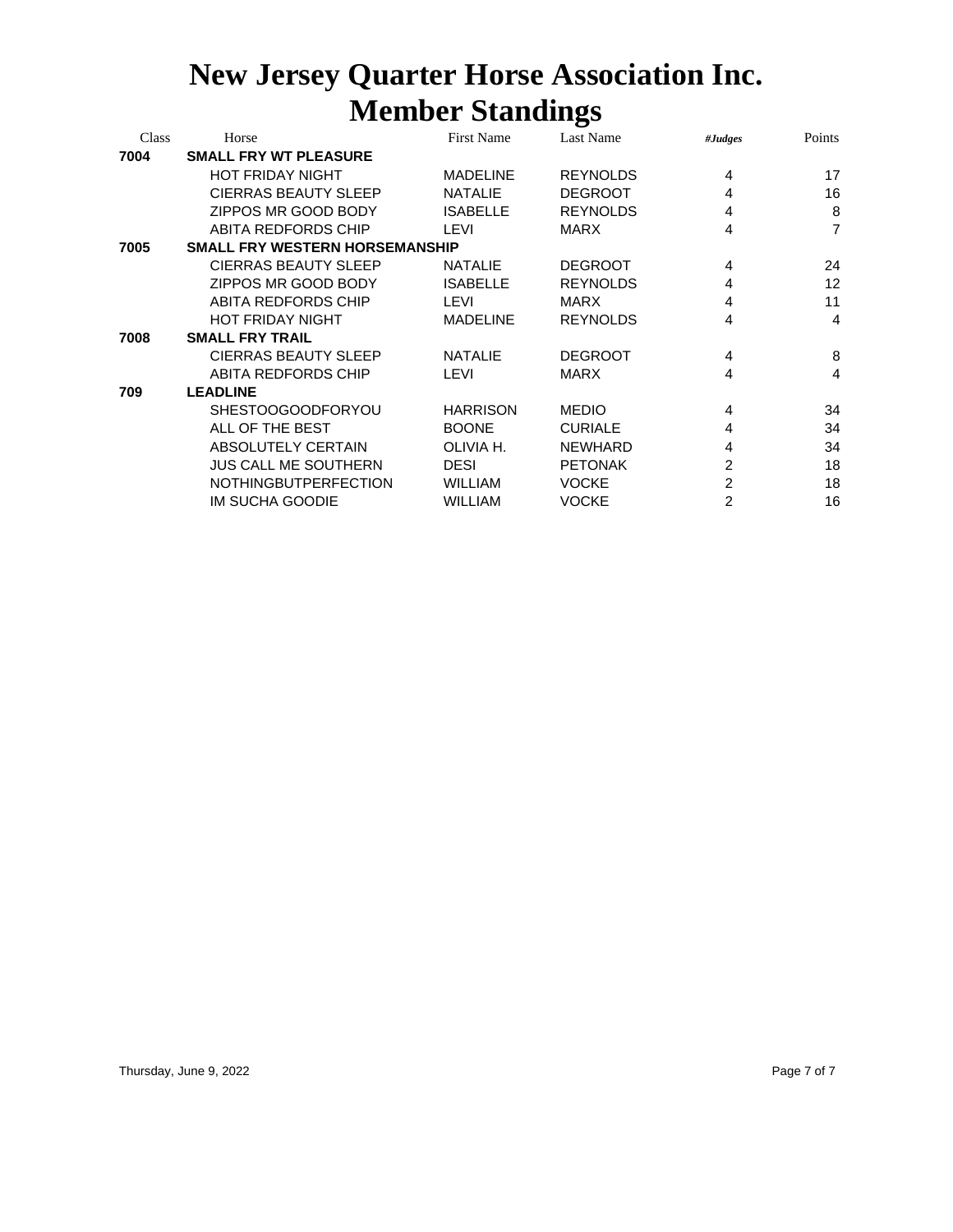# New Jersey Quarter Horse Association Inc.
# Member Standings

| Class | Horse | First Name | Last Name | #Judges | Points |
|---|---|---|---|---|---|
| **7004** | **SMALL FRY WT PLEASURE** | | | | |
| | HOT FRIDAY NIGHT | MADELINE | REYNOLDS | 4 | 17 |
| | CIERRAS BEAUTY SLEEP | NATALIE | DEGROOT | 4 | 16 |
| | ZIPPOS MR GOOD BODY | ISABELLE | REYNOLDS | 4 | 8 |
| | ABITA REDFORDS CHIP | LEVI | MARX | 4 | 7 |
| **7005** | **SMALL FRY WESTERN HORSEMANSHIP** | | | | |
| | CIERRAS BEAUTY SLEEP | NATALIE | DEGROOT | 4 | 24 |
| | ZIPPOS MR GOOD BODY | ISABELLE | REYNOLDS | 4 | 12 |
| | ABITA REDFORDS CHIP | LEVI | MARX | 4 | 11 |
| | HOT FRIDAY NIGHT | MADELINE | REYNOLDS | 4 | 4 |
| **7008** | **SMALL FRY TRAIL** | | | | |
| | CIERRAS BEAUTY SLEEP | NATALIE | DEGROOT | 4 | 8 |
| | ABITA REDFORDS CHIP | LEVI | MARX | 4 | 4 |
| **709** | **LEADLINE** | | | | |
| | SHESTOOGOODFORYOU | HARRISON | MEDIO | 4 | 34 |
| | ALL OF THE BEST | BOONE | CURIALE | 4 | 34 |
| | ABSOLUTELY CERTAIN | OLIVIA H. | NEWHARD | 4 | 34 |
| | JUS CALL ME SOUTHERN | DESI | PETONAK | 2 | 18 |
| | NOTHINGBUTPERFECTION | WILLIAM | VOCKE | 2 | 18 |
| | IM SUCHA GOODIE | WILLIAM | VOCKE | 2 | 16 |

Thursday, June 9, 2022